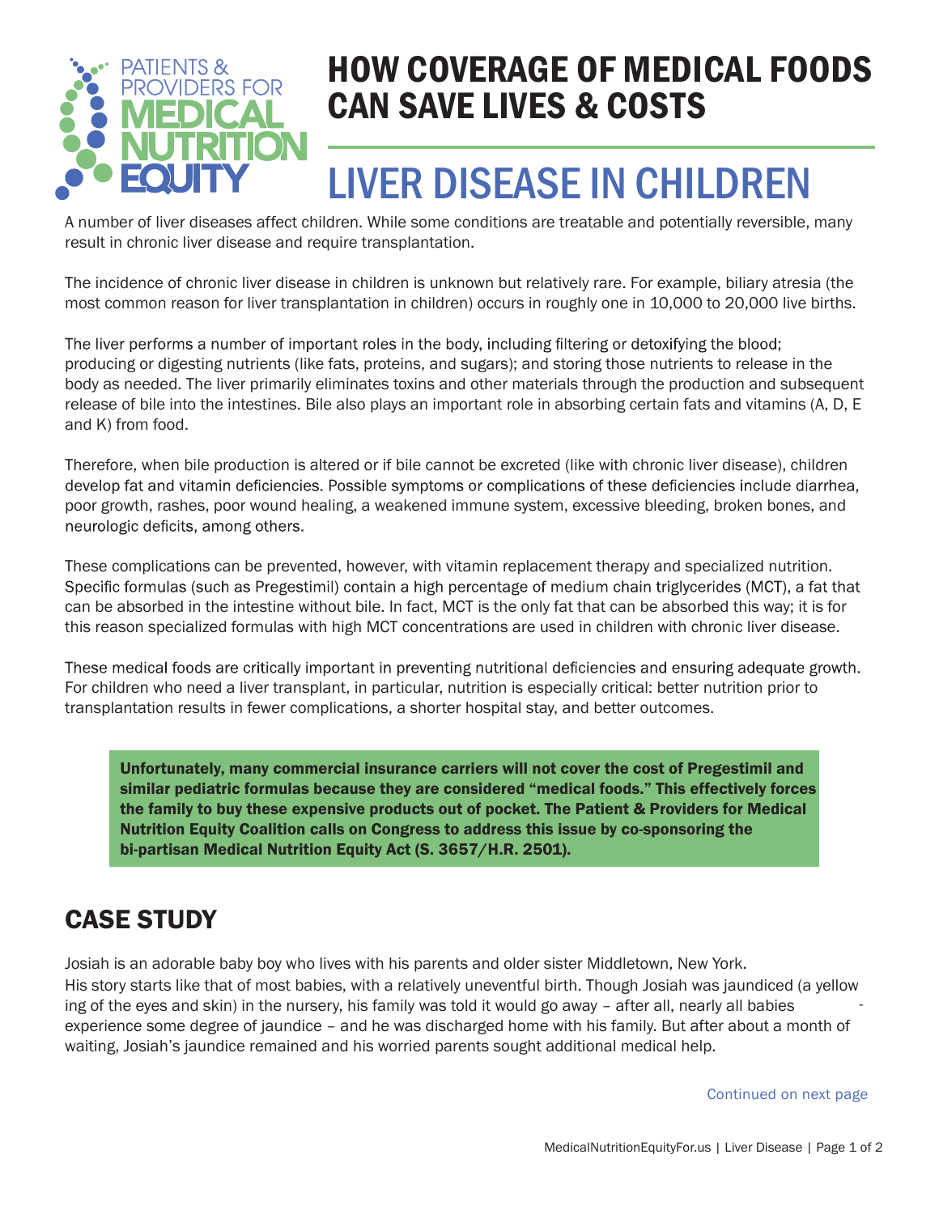PATIENTS & PROVIDERS FOR MEDICAL NUTRITION EQUITY

# HOW COVERAGE OF MEDICAL FOODS CAN SAVE LIVES & COSTS

# LIVER DISEASE IN CHILDREN

A number of liver diseases affect children. While some conditions are treatable and potentially reversible, many result in chronic liver disease and require transplantation.

The incidence of chronic liver disease in children is unknown but relatively rare. For example, biliary atresia (the most common reason for liver transplantation in children) occurs in roughly one in 10,000 to 20,000 live births.

The liver performs a number of important roles in the body, including filtering or detoxifying the blood; producing or digesting nutrients (like fats, proteins, and sugars); and storing those nutrients to release in the body as needed. The liver primarily eliminates toxins and other materials through the production and subsequent release of bile into the intestines. Bile also plays an important role in absorbing certain fats and vitamins (A, D, E and K) from food.

Therefore, when bile production is altered or if bile cannot be excreted (like with chronic liver disease), children develop fat and vitamin deficiencies. Possible symptoms or complications of these deficiencies include diarrhea, poor growth, rashes, poor wound healing, a weakened immune system, excessive bleeding, broken bones, and neurologic deficits, among others.

These complications can be prevented, however, with vitamin replacement therapy and specialized nutrition. Specific formulas (such as Pregestimil) contain a high percentage of medium chain triglycerides (MCT), a fat that can be absorbed in the intestine without bile. In fact, MCT is the only fat that can be absorbed this way; it is for this reason specialized formulas with high MCT concentrations are used in children with chronic liver disease.

These medical foods are critically important in preventing nutritional deficiencies and ensuring adequate growth. For children who need a liver transplant, in particular, nutrition is especially critical: better nutrition prior to transplantation results in fewer complications, a shorter hospital stay, and better outcomes.

**Unfortunately, many commercial insurance carriers will not cover the cost of Pregestimil and similar pediatric formulas because they are considered “medical foods.” This effectively forces the family to buy these expensive products out of pocket. The Patient & Providers for Medical Nutrition Equity Coalition calls on Congress to address this issue by co-sponsoring the bi-partisan Medical Nutrition Equity Act (S. 3657/H.R. 2501).**

## CASE STUDY

Josiah is an adorable baby boy who lives with his parents and older sister Middletown, New York. His story starts like that of most babies, with a relatively uneventful birth. Though Josiah was jaundiced (a yellowing of the eyes and skin) in the nursery, his family was told it would go away – after all, nearly all babies experience some degree of jaundice – and he was discharged home with his family. But after about a month of waiting, Josiah’s jaundice remained and his worried parents sought additional medical help.

Continued on next page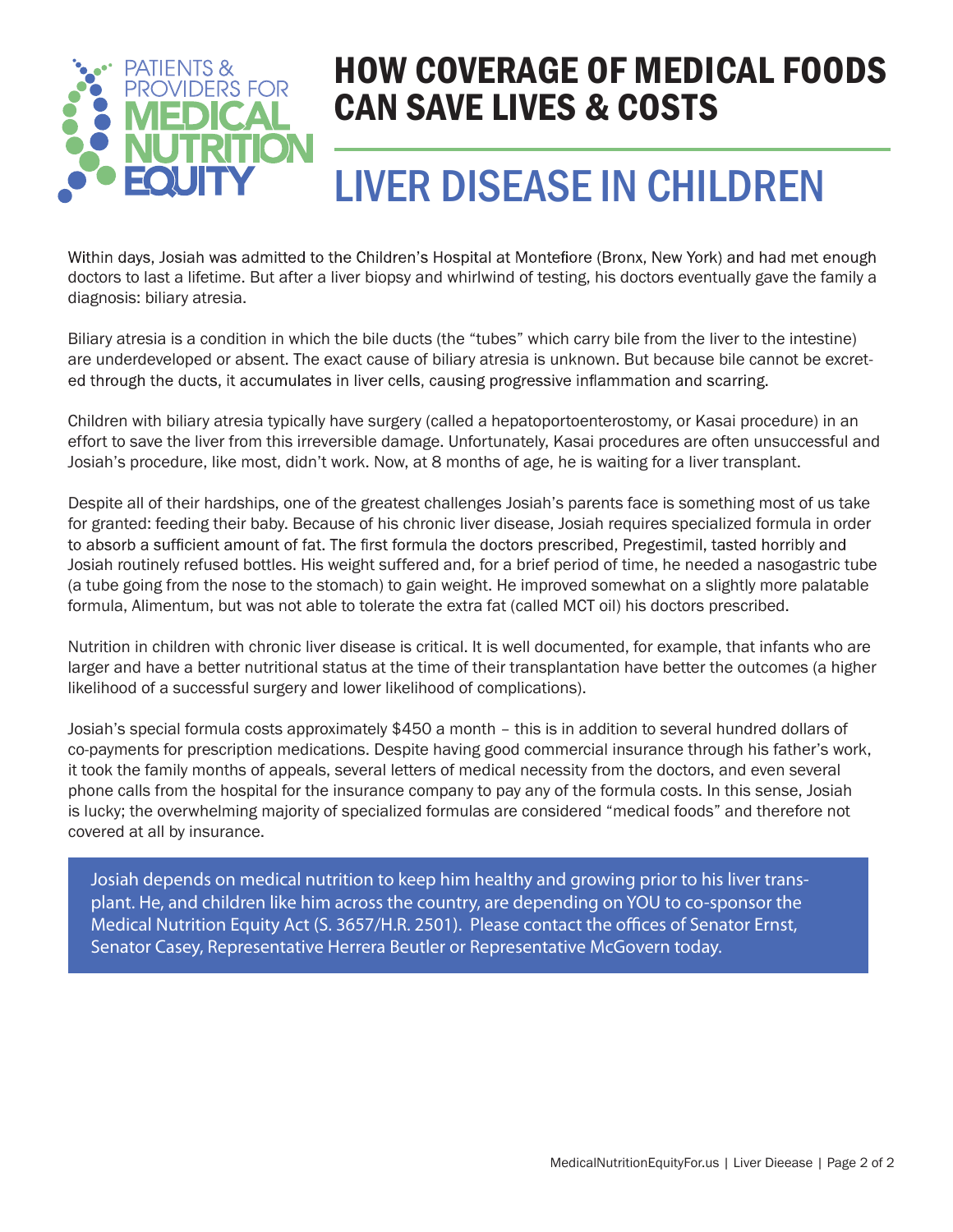PATIENTS & PROVIDERS FOR MEDICAL NUTRITION EQUITY

# HOW COVERAGE OF MEDICAL FOODS CAN SAVE LIVES & COSTS

# LIVER DISEASE IN CHILDREN

Within days, Josiah was admitted to the Children's Hospital at Montefiore (Bronx, New York) and had met enough doctors to last a lifetime. But after a liver biopsy and whirlwind of testing, his doctors eventually gave the family a diagnosis: biliary atresia.

Biliary atresia is a condition in which the bile ducts (the "tubes" which carry bile from the liver to the intestine) are underdeveloped or absent. The exact cause of biliary atresia is unknown. But because bile cannot be excreted through the ducts, it accumulates in liver cells, causing progressive inflammation and scarring.

Children with biliary atresia typically have surgery (called a hepatoportoenterostomy, or Kasai procedure) in an effort to save the liver from this irreversible damage. Unfortunately, Kasai procedures are often unsuccessful and Josiah's procedure, like most, didn't work. Now, at 8 months of age, he is waiting for a liver transplant.

Despite all of their hardships, one of the greatest challenges Josiah's parents face is something most of us take for granted: feeding their baby. Because of his chronic liver disease, Josiah requires specialized formula in order to absorb a sufficient amount of fat. The first formula the doctors prescribed, Pregestimil, tasted horribly and Josiah routinely refused bottles. His weight suffered and, for a brief period of time, he needed a nasogastric tube (a tube going from the nose to the stomach) to gain weight. He improved somewhat on a slightly more palatable formula, Alimentum, but was not able to tolerate the extra fat (called MCT oil) his doctors prescribed.

Nutrition in children with chronic liver disease is critical. It is well documented, for example, that infants who are larger and have a better nutritional status at the time of their transplantation have better the outcomes (a higher likelihood of a successful surgery and lower likelihood of complications).

Josiah's special formula costs approximately $450 a month – this is in addition to several hundred dollars of co-payments for prescription medications. Despite having good commercial insurance through his father's work, it took the family months of appeals, several letters of medical necessity from the doctors, and even several phone calls from the hospital for the insurance company to pay any of the formula costs. In this sense, Josiah is lucky; the overwhelming majority of specialized formulas are considered "medical foods" and therefore not covered at all by insurance.

Josiah depends on medical nutrition to keep him healthy and growing prior to his liver transplant. He, and children like him across the country, are depending on YOU to co-sponsor the Medical Nutrition Equity Act (S. 3657/H.R. 2501). Please contact the offices of Senator Ernst, Senator Casey, Representative Herrera Beutler or Representative McGovern today.